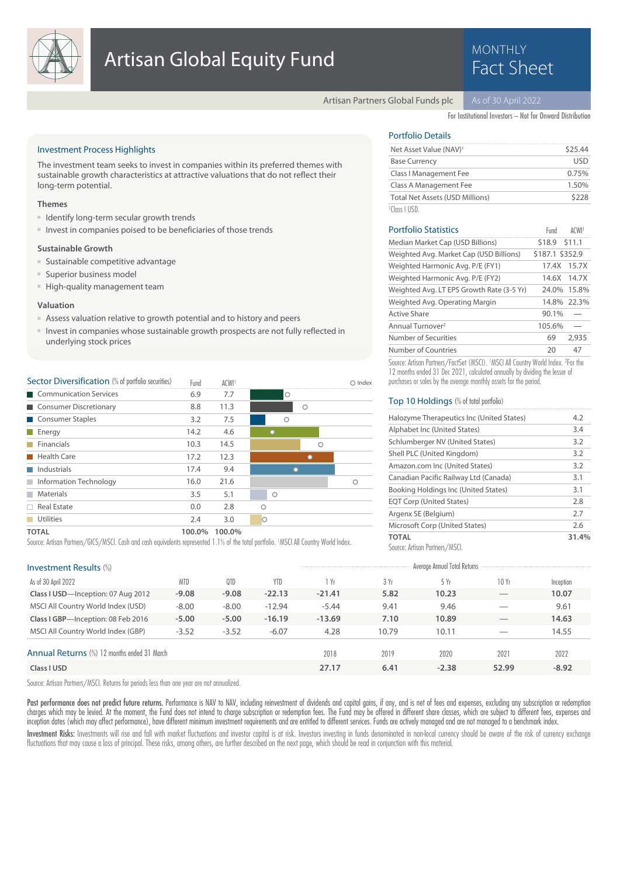# Artisan Global Equity Fund

MONTHLY Fact Sheet

Artisan Partners Global Funds plc — As of 30 April 2022

For Institutional Investors – Not for Onward Distribution

## Investment Process Highlights

The investment team seeks to invest in companies within its preferred themes with sustainable growth characteristics at attractive valuations that do not reflect their long-term potential.

### Themes

- Identify long-term secular growth trends
- Invest in companies poised to be beneficiaries of those trends

### Sustainable Growth

- Sustainable competitive advantage
- Superior business model
- High-quality management team

### Valuation

- Assess valuation relative to growth potential and to history and peers
- Invest in companies whose sustainable growth prospects are not fully reflected in underlying stock prices

## Portfolio Details

| | |
|---|---|
| Net Asset Value (NAV)[1] | $25.44 |
| Base Currency | USD |
| Class I Management Fee | 0.75% |
| Class A Management Fee | 1.50% |
| Total Net Assets (USD Millions) | $228 |

[1]Class I USD.

## Portfolio Statistics

| | Fund | ACWI[1] |
|---|---|---|
| Median Market Cap (USD Billions) | $18.9 | $11.1 |
| Weighted Avg. Market Cap (USD Billions) | $187.1 | $352.9 |
| Weighted Harmonic Avg. P/E (FY1) | 17.4X | 15.7X |
| Weighted Harmonic Avg. P/E (FY2) | 14.6X | 14.7X |
| Weighted Avg. LT EPS Growth Rate (3-5 Yr) | 24.0% | 15.8% |
| Weighted Avg. Operating Margin | 14.8% | 22.3% |
| Active Share | 90.1% | — |
| Annual Turnover[2] | 105.6% | — |
| Number of Securities | 69 | 2,935 |
| Number of Countries | 20 | 47 |

Source: Artisan Partners/FactSet (MSCI). [1]MSCI All Country World Index. [2]For the 12 months ended 31 Dec 2021, calculated annually by dividing the lesser of purchases or sales by the average monthly assets for the period.

## Sector Diversification (% of portfolio securities)

| Sector | Fund | ACWI[1] |
|---|---|---|
| Communication Services | 6.9 | 7.7 |
| Consumer Discretionary | 8.8 | 11.3 |
| Consumer Staples | 3.2 | 7.5 |
| Energy | 14.2 | 4.6 |
| Financials | 10.3 | 14.5 |
| Health Care | 17.2 | 12.3 |
| Industrials | 17.4 | 9.4 |
| Information Technology | 16.0 | 21.6 |
| Materials | 3.5 | 5.1 |
| Real Estate | 0.0 | 2.8 |
| Utilities | 2.4 | 3.0 |
| **TOTAL** | **100.0%** | **100.0%** |

Source: Artisan Partners/GICS/MSCI. Cash and cash equivalents represented 1.1% of the total portfolio. [1]MSCI All Country World Index.

## Top 10 Holdings (% of total portfolio)

| | |
|---|---|
| Halozyme Therapeutics Inc (United States) | 4.2 |
| Alphabet Inc (United States) | 3.4 |
| Schlumberger NV (United States) | 3.2 |
| Shell PLC (United Kingdom) | 3.2 |
| Amazon.com Inc (United States) | 3.2 |
| Canadian Pacific Railway Ltd (Canada) | 3.1 |
| Booking Holdings Inc (United States) | 3.1 |
| EQT Corp (United States) | 2.8 |
| Argenx SE (Belgium) | 2.7 |
| Microsoft Corp (United States) | 2.6 |
| **TOTAL** | **31.4%** |

Source: Artisan Partners/MSCI.

## Investment Results (%)

| | | | | Average Annual Total Returns | | | | |
|---|---|---|---|---|---|---|---|---|
| As of 30 April 2022 | MTD | QTD | YTD | 1 Yr | 3 Yr | 5 Yr | 10 Yr | Inception |
| **Class I USD**—Inception: 07 Aug 2012 | **-9.08** | **-9.08** | **-22.13** | **-21.41** | **5.82** | **10.23** | — | **10.07** |
| MSCI All Country World Index (USD) | -8.00 | -8.00 | -12.94 | -5.44 | 9.41 | 9.46 | — | 9.61 |
| **Class I GBP**—Inception: 08 Feb 2016 | **-5.00** | **-5.00** | **-16.19** | **-13.69** | **7.10** | **10.89** | — | **14.63** |
| MSCI All Country World Index (GBP) | -3.52 | -3.52 | -6.07 | 4.28 | 10.79 | 10.11 | — | 14.55 |

## Annual Returns (%) 12 months ended 31 March

| | 2018 | 2019 | 2020 | 2021 | 2022 |
|---|---|---|---|---|---|
| **Class I USD** | **27.17** | **6.41** | **-2.38** | **52.99** | **-8.92** |

Source: Artisan Partners/MSCI. Returns for periods less than one year are not annualized.

**Past performance does not predict future returns.** Performance is NAV to NAV, including reinvestment of dividends and capital gains, if any, and is net of fees and expenses, excluding any subscription or redemption charges which may be levied. At the moment, the Fund does not intend to charge subscription or redemption fees. The Fund may be offered in different share classes, which are subject to different fees, expenses and inception dates (which may affect performance), have different minimum investment requirements and are entitled to different services. Funds are actively managed and are not managed to a benchmark index.

**Investment Risks:** Investments will rise and fall with market fluctuations and investor capital is at risk. Investors investing in funds denominated in non-local currency should be aware of the risk of currency exchange fluctuations that may cause a loss of principal. These risks, among others, are further described on the next page, which should be read in conjunction with this material.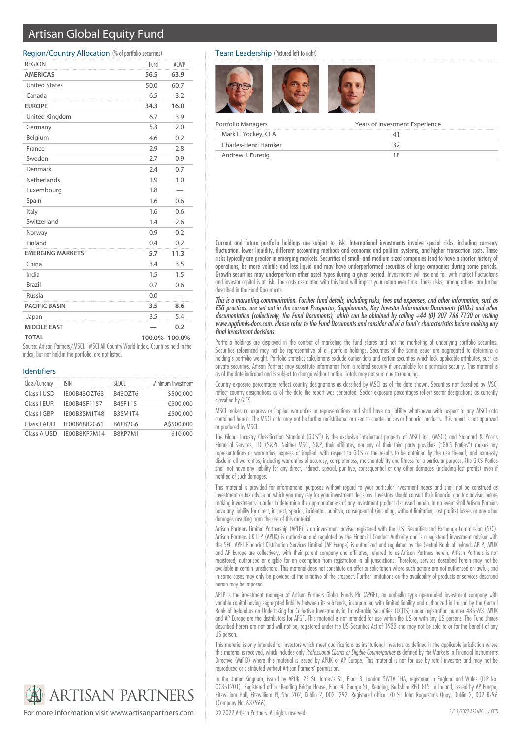# Artisan Global Equity Fund

## Region/Country Allocation (% of portfolio securities)

| REGION | Fund | ACWI[1] |
|---|---|---|
| **AMERICAS** | **56.5** | **63.9** |
| United States | 50.0 | 60.7 |
| Canada | 6.5 | 3.2 |
| **EUROPE** | **34.3** | **16.0** |
| United Kingdom | 6.7 | 3.9 |
| Germany | 5.3 | 2.0 |
| Belgium | 4.6 | 0.2 |
| France | 2.9 | 2.8 |
| Sweden | 2.7 | 0.9 |
| Denmark | 2.4 | 0.7 |
| Netherlands | 1.9 | 1.0 |
| Luxembourg | 1.8 | — |
| Spain | 1.6 | 0.6 |
| Italy | 1.6 | 0.6 |
| Switzerland | 1.4 | 2.6 |
| Norway | 0.9 | 0.2 |
| Finland | 0.4 | 0.2 |
| **EMERGING MARKETS** | **5.7** | **11.3** |
| China | 3.4 | 3.5 |
| India | 1.5 | 1.5 |
| Brazil | 0.7 | 0.6 |
| Russia | 0.0 | — |
| **PACIFIC BASIN** | **3.5** | **8.6** |
| Japan | 3.5 | 5.4 |
| **MIDDLE EAST** | — | **0.2** |
| **TOTAL** | **100.0%** | **100.0%** |

Source: Artisan Partners/MSCI. [1]MSCI All Country World Index. Countries held in the index, but not held in the portfolio, are not listed.

## Identifiers

| Class/Currency | ISIN | SEDOL | Minimum Investment |
|---|---|---|---|
| Class I USD | IE00B43QZT63 | B43QZT6 | $500,000 |
| Class I EUR | IE00B45F1157 | B45F115 | €500,000 |
| Class I GBP | IE00B3SM1T48 | B3SM1T4 | £500,000 |
| Class I AUD | IE00B68B2G61 | B68B2G6 | A$500,000 |
| Class A USD | IE00B8KP7M14 | B8KP7M1 | $10,000 |

## Team Leadership (Pictured left to right)

| Portfolio Managers | Years of Investment Experience |
|---|---|
| Mark L. Yockey, CFA | 41 |
| Charles-Henri Hamker | 32 |
| Andrew J. Euretig | 18 |

Current and future portfolio holdings are subject to risk. International investments involve special risks, including currency fluctuation, lower liquidity, different accounting methods and economic and political systems, and higher transaction costs. These risks typically are greater in emerging markets. Securities of small- and medium-sized companies tend to have a shorter history of operations, be more volatile and less liquid and may have underperformed securities of large companies during some periods. Growth securities may underperform other asset types during a given period. Investments will rise and fall with market fluctuations and investor capital is at risk. The costs associated with this fund will impact your return over time. These risks, among others, are further described in the Fund Documents.

*This is a marketing communication. Further fund details, including risks, fees and expenses, and other information, such as ESG practices, are set out in the current Prospectus, Supplements, Key Investor Information Documents (KIIDs) and other documentation (collectively, the Fund Documents), which can be obtained by calling +44 (0) 207 766 7130 or visiting www.apgfunds-docs.com. Please refer to the Fund Documents and consider all of a fund's characteristics before making any final investment decisions.*

Portfolio holdings are displayed in the context of marketing the fund shares and not the marketing of underlying portfolio securities. Securities referenced may not be representative of all portfolio holdings. Securities of the same issuer are aggregated to determine a holding's portfolio weight. Portfolio statistics calculations exclude outlier data and certain securities which lack applicable attributes, such as private securities. Artisan Partners may substitute information from a related security if unavailable for a particular security. This material is as of the date indicated and is subject to change without notice. Totals may not sum due to rounding.

Country exposure percentages reflect country designations as classified by MSCI as of the date shown. Securities not classified by MSCI reflect country designations as of the date the report was generated. Sector exposure percentages reflect sector designations as currently classified by GICS.

MSCI makes no express or implied warranties or representations and shall have no liability whatsoever with respect to any MSCI data contained herein. The MSCI data may not be further redistributed or used to create indices or financial products. This report is not approved or produced by MSCI.

The Global Industry Classification Standard (GICS®) is the exclusive intellectual property of MSCI Inc. (MSCI) and Standard & Poor's Financial Services, LLC (S&P). Neither MSCI, S&P, their affiliates, nor any of their third party providers ("GICS Parties") makes any representations or warranties, express or implied, with respect to GICS or the results to be obtained by the use thereof, and expressly disclaim all warranties, including warranties of accuracy, completeness, merchantability and fitness for a particular purpose. The GICS Parties shall not have any liability for any direct, indirect, special, punitive, consequential or any other damages (including lost profits) even if notified of such damages.

This material is provided for informational purposes without regard to your particular investment needs and shall not be construed as investment or tax advice on which you may rely for your investment decisions. Investors should consult their financial and tax adviser before making investments in order to determine the appropriateness of any investment product discussed herein. In no event shall Artisan Partners have any liability for direct, indirect, special, incidental, punitive, consequential (including, without limitation, lost profits) losses or any other damages resulting from the use of this material.

Artisan Partners Limited Partnership (APLP) is an investment adviser registered with the U.S. Securities and Exchange Commission (SEC). Artisan Partners UK LLP (APUK) is authorized and regulated by the Financial Conduct Authority and is a registered investment adviser with the SEC. APEL Financial Distribution Services Limited (AP Europe) is authorized and regulated by the Central Bank of Ireland. APLP, APUK and AP Europe are collectively, with their parent company and affiliates, referred to as Artisan Partners herein. Artisan Partners is not registered, authorised or eligible for an exemption from registration in all jurisdictions. Therefore, services described herein may not be available in certain jurisdictions. This material does not constitute an offer or solicitation where such actions are not authorised or lawful, and in some cases may only be provided at the initiative of the prospect. Further limitations on the availability of products or services described herein may be imposed.

APLP is the investment manager of Artisan Partners Global Funds Plc (APGF), an umbrella type open-ended investment company with variable capital having segregated liability between its sub-funds, incorporated with limited liability and authorized in Ireland by the Central Bank of Ireland as an Undertaking for Collective Investments in Transferable Securities (UCITS) under registration number 485593. APUK and AP Europe are the distributors for APGF. This material is not intended for use within the US or with any US persons. The Fund shares described herein are not and will not be, registered under the US Securities Act of 1933 and may not be sold to or for the benefit of any US person.

This material is only intended for investors which meet qualifications as institutional investors as defined in the applicable jurisdiction where this material is received, which includes only *Professional Clients or Eligible Counterparties* as defined by the Markets in Financial Instruments Directive (MiFID) where this material is issued by APUK or AP Europe. This material is not for use by retail investors and may not be reproduced or distributed without Artisan Partners' permission.

In the United Kingdom, issued by APUK, 25 St. James's St., Floor 3, London SW1A 1HA, registered in England and Wales (LLP No. OC351201). Registered office: Reading Bridge House, Floor 4, George St., Reading, Berkshire RG1 8LS. In Ireland, issued by AP Europe, Fitzwilliam Hall, Fitzwilliam Pl, Ste. 202, Dublin 2, D02 T292. Registered office: 70 Sir John Rogerson's Quay, Dublin 2, D02 R296 (Company No. 637966).

© 2022 Artisan Partners. All rights reserved.

ARTISAN PARTNERS

For more information visit www.artisanpartners.com

5/11/2022 A22620L_vUCITS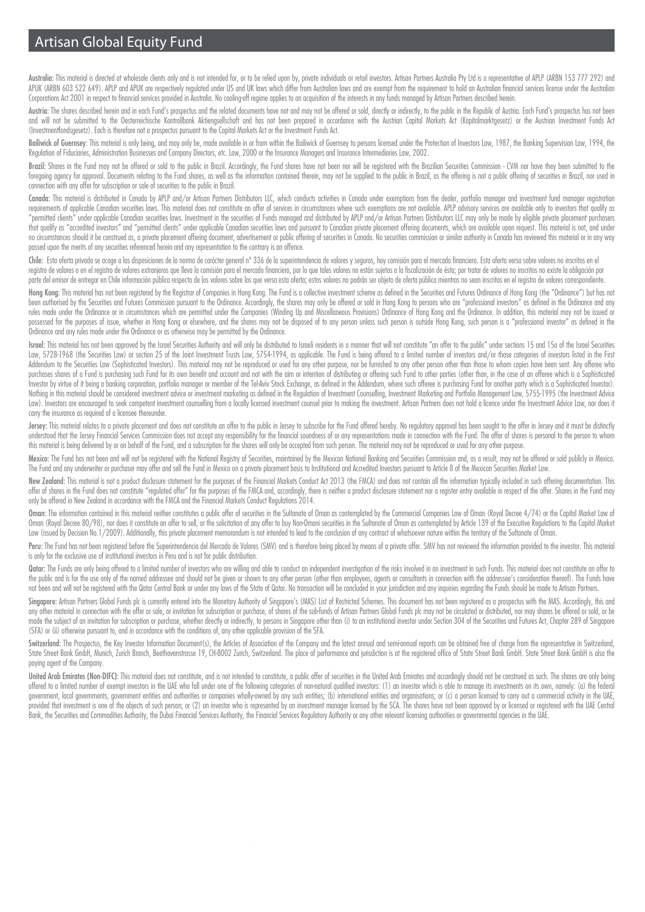# Artisan Global Equity Fund

**Australia:** This material is directed at wholesale clients only and is not intended for, or to be relied upon by, private individuals or retail investors. Artisan Partners Australia Pty Ltd is a representative of APLP (ARBN 153 777 292) and APUK (ARBN 603 522 649). APLP and APUK are respectively regulated under US and UK laws which differ from Australian laws and are exempt from the requirement to hold an Australian financial services license under the Australian Corporations Act 2001 in respect to financial services provided in Australia. No cooling-off regime applies to an acquisition of the interests in any funds managed by Artisan Partners described herein.

**Austria:** The shares described herein and in each Fund's prospectus and the related documents have not and may not be offered or sold, directly or indirectly, to the public in the Republic of Austria. Each Fund's prospectus has not been and will not be submitted to the Oesterreichische Kontrollbank Aktiengesellschaft and has not been prepared in accordance with the Austrian Capital Markets Act (Kapitalmarktgesetz) or the Austrian Investment Funds Act (Investmentfondsgesetz). Each is therefore not a prospectus pursuant to the Capital Markets Act or the Investment Funds Act.

**Bailiwick of Guernsey:** This material is only being, and may only be, made available in or from within the Bailiwick of Guernsey to persons licensed under the Protection of Investors Law, 1987, the Banking Supervision Law, 1994, the Regulation of Fiduciaries, Administration Businesses and Company Directors, etc. Law, 2000 or the Insurance Managers and Insurance Intermediaries Law, 2002.

**Brazil:** Shares in the Fund may not be offered or sold to the public in Brazil. Accordingly, the Fund shares have not been nor will be registered with the Brazilian Securities Commission - CVM nor have they been submitted to the foregoing agency for approval. Documents relating to the Fund shares, as well as the information contained therein, may not be supplied to the public in Brazil, as the offering is not a public offering of securities in Brazil, nor used in connection with any offer for subscription or sale of securities to the public in Brazil.

**Canada:** This material is distributed in Canada by APLP and/or Artisan Partners Distributors LLC, which conducts activities in Canada under exemptions from the dealer, portfolio manager and investment fund manager registration requirements of applicable Canadian securities laws. This material does not constitute an offer of services in circumstances where such exemptions are not available. APLP advisory services are available only to investors that qualify as "permitted clients" under applicable Canadian securities laws. Investment in the securities of Funds managed and distributed by APLP and/or Artisan Partners Distributors LLC may only be made by eligible private placement purchasers that qualify as "accredited investors" and "permitted clients" under applicable Canadian securities laws and pursuant to Canadian private placement offering documents, which are available upon request. This material is not, and under no circumstances should it be construed as, a private placement offering document, advertisement or public offering of securities in Canada. No securities commission or similar authority in Canada has reviewed this material or in any way passed upon the merits of any securities referenced herein and any representation to the contrary is an offence.

**Chile:** Esta oferta privada se acoge a las disposiciones de la norma de carácter general nº 336 de la superintendencia de valores y seguros, hoy comisión para el mercado financiero. Esta oferta versa sobre valores no inscritos en el registro de valores o en el registro de valores extranjeros que lleva la comisión para el mercado financiero, por lo que tales valores no están sujetos a la fiscalización de ésta; por tratar de valores no inscritos no existe la obligación por parte del emisor de entregar en Chile información pública respecto de los valores sobre los que versa esta oferta; estos valores no podrán ser objeto de oferta pública mientras no sean inscritos en el registro de valores correspondiente.

**Hong Kong:** This material has not been registered by the Registrar of Companies in Hong Kong. The Fund is a collective investment scheme as defined in the Securities and Futures Ordinance of Hong Kong (the "Ordinance") but has not been authorised by the Securities and Futures Commission pursuant to the Ordinance. Accordingly, the shares may only be offered or sold in Hong Kong to persons who are "professional investors" as defined in the Ordinance and any rules made under the Ordinance or in circumstances which are permitted under the Companies (Winding Up and Miscellaneous Provisions) Ordinance of Hong Kong and the Ordinance. In addition, this material may not be issued or possessed for the purposes of issue, whether in Hong Kong or elsewhere, and the shares may not be disposed of to any person unless such person is outside Hong Kong, such person is a "professional investor" as defined in the Ordinance and any rules made under the Ordinance or as otherwise may be permitted by the Ordinance.

**Israel:** This material has not been approved by the Israel Securities Authority and will only be distributed to Israeli residents in a manner that will not constitute "an offer to the public" under sections 15 and 15a of the Israel Securities Law, 5728-1968 (the Securities Law) or section 25 of the Joint Investment Trusts Law, 5754-1994, as applicable. The Fund is being offered to a limited number of investors and/or those categories of investors listed in the First Addendum to the Securities Law (Sophisticated Investors). This material may not be reproduced or used for any other purpose, nor be furnished to any other person other than those to whom copies have been sent. Any offeree who purchases shares of a Fund is purchasing such Fund for its own benefit and account and not with the aim or intention of distributing or offering such Fund to other parties (other than, in the case of an offeree which is a Sophisticated Investor by virtue of it being a banking corporation, portfolio manager or member of the Tel-Aviv Stock Exchange, as defined in the Addendum, where such offeree is purchasing Fund for another party which is a Sophisticated Investor). Nothing in this material should be considered investment advice or investment marketing as defined in the Regulation of Investment Counselling, Investment Marketing and Portfolio Management Law, 5755-1995 (the Investment Advice Law). Investors are encouraged to seek competent investment counselling from a locally licensed investment counsel prior to making the investment. Artisan Partners does not hold a licence under the Investment Advice Law, nor does it carry the insurance as required of a licensee thereunder.

**Jersey:** This material relates to a private placement and does not constitute an offer to the public in Jersey to subscribe for the Fund offered hereby. No regulatory approval has been sought to the offer in Jersey and it must be distinctly understood that the Jersey Financial Services Commission does not accept any responsibility for the financial soundness of or any representations made in connection with the Fund. The offer of shares is personal to the person to whom this material is being delivered by or on behalf of the Fund, and a subscription for the shares will only be accepted from such person. The material may not be reproduced or used for any other purpose.

**Mexico:** The Fund has not been and will not be registered with the National Registry of Securities, maintained by the Mexican National Banking and Securities Commission and, as a result, may not be offered or sold publicly in Mexico. The Fund and any underwriter or purchaser may offer and sell the Fund in Mexico on a private placement basis to Institutional and Accredited Investors pursuant to Article 8 of the Mexican Securities Market Law.

**New Zealand:** This material is not a product disclosure statement for the purposes of the Financial Markets Conduct Act 2013 (the FMCA) and does not contain all the information typically included in such offering documentation. This offer of shares in the Fund does not constitute "regulated offer" for the purposes of the FMCA and, accordingly, there is neither a product disclosure statement nor a register entry available in respect of the offer. Shares in the Fund may only be offered in New Zealand in accordance with the FMCA and the Financial Markets Conduct Regulations 2014.

**Oman:** The information contained in this material neither constitutes a public offer of securities in the Sultanate of Oman as contemplated by the Commercial Companies Law of Oman (Royal Decree 4/74) or the Capital Market Law of Oman (Royal Decree 80/98), nor does it constitute an offer to sell, or the solicitation of any offer to buy Non-Omani securities in the Sultanate of Oman as contemplated by Article 139 of the Executive Regulations to the Capital Market Law (issued by Decision No.1/2009). Additionally, this private placement memorandum is not intended to lead to the conclusion of any contract of whatsoever nature within the territory of the Sultanate of Oman.

**Peru:** The Fund has not been registered before the Superintendencia del Mercado de Valores (SMV) and is therefore being placed by means of a private offer. SMV has not reviewed the information provided to the investor. This material is only for the exclusive use of institutional investors in Peru and is not for public distribution.

**Qatar:** The Funds are only being offered to a limited number of investors who are willing and able to conduct an independent investigation of the risks involved in an investment in such Funds. This material does not constitute an offer to the public and is for the use only of the named addressee and should not be given or shown to any other person (other than employees, agents or consultants in connection with the addressee's consideration thereof). The Funds have not been and will not be registered with the Qatar Central Bank or under any laws of the State of Qatar. No transaction will be concluded in your jurisdiction and any inquiries regarding the Funds should be made to Artisan Partners.

**Singapore:** Artisan Partners Global Funds plc is currently entered into the Monetary Authority of Singapore's (MAS) List of Restricted Schemes. This document has not been registered as a prospectus with the MAS. Accordingly, this and any other material in connection with the offer or sale, or invitation for subscription or purchase, of shares of the sub-funds of Artisan Partners Global Funds plc may not be circulated or distributed, nor may shares be offered or sold, or be made the subject of an invitation for subscription or purchase, whether directly or indirectly, to persons in Singapore other than (i) to an institutional investor under Section 304 of the Securities and Futures Act, Chapter 289 of Singapore (SFA) or (ii) otherwise pursuant to, and in accordance with the conditions of, any other applicable provision of the SFA.

**Switzerland:** The Prospectus, the Key Investor Information Document(s), the Articles of Association of the Company and the latest annual and semi-annual reports can be obtained free of charge from the representative in Switzerland, State Street Bank GmbH, Munich, Zurich Branch, Beethovenstrasse 19, CH-8002 Zurich, Switzerland. The place of performance and jurisdiction is at the registered office of State Street Bank GmbH. State Street Bank GmbH is also the paying agent of the Company.

**United Arab Emirates (Non-DIFC):** This material does not constitute, and is not intended to constitute, a public offer of securities in the United Arab Emirates and accordingly should not be construed as such. The shares are only being offered to a limited number of exempt investors in the UAE who fall under one of the following categories of non-natural qualified investors: (1) an investor which is able to manage its investments on its own, namely: (a) the federal government, local governments, government entities and authorities or companies wholly-owned by any such entities; (b) international entities and organisations; or (c) a person licensed to carry out a commercial activity in the UAE, provided that investment is one of the objects of such person; or (2) an investor who is represented by an investment manager licensed by the SCA. The shares have not been approved by or licensed or registered with the UAE Central Bank, the Securities and Commodities Authority, the Dubai Financial Services Authority, the Financial Services Regulatory Authority or any other relevant licensing authorities or governmental agencies in the UAE.